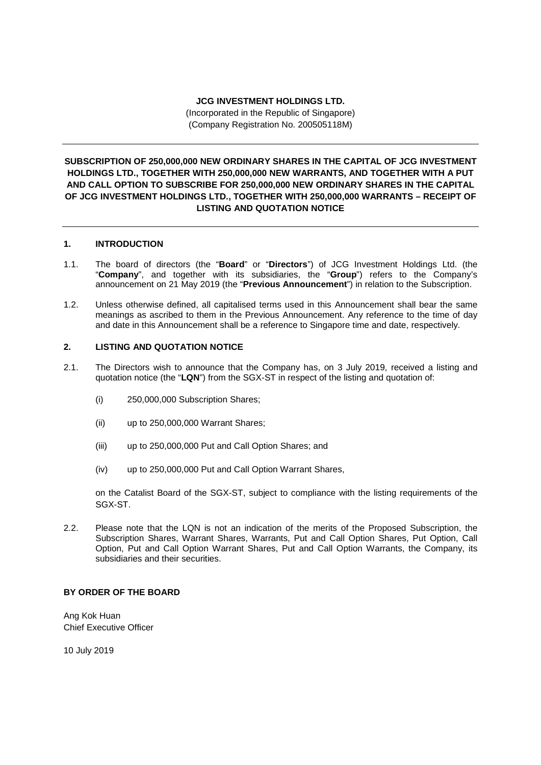**JCG INVESTMENT HOLDINGS LTD.**
(Incorporated in the Republic of Singapore)
(Company Registration No. 200505118M)

---

**SUBSCRIPTION OF 250,000,000 NEW ORDINARY SHARES IN THE CAPITAL OF JCG INVESTMENT HOLDINGS LTD., TOGETHER WITH 250,000,000 NEW WARRANTS, AND TOGETHER WITH A PUT AND CALL OPTION TO SUBSCRIBE FOR 250,000,000 NEW ORDINARY SHARES IN THE CAPITAL OF JCG INVESTMENT HOLDINGS LTD., TOGETHER WITH 250,000,000 WARRANTS – RECEIPT OF LISTING AND QUOTATION NOTICE**

---

## 1. INTRODUCTION

1.1. The board of directors (the "**Board**" or "**Directors**") of JCG Investment Holdings Ltd. (the "**Company**", and together with its subsidiaries, the "**Group**") refers to the Company's announcement on 21 May 2019 (the "**Previous Announcement**") in relation to the Subscription.

1.2. Unless otherwise defined, all capitalised terms used in this Announcement shall bear the same meanings as ascribed to them in the Previous Announcement. Any reference to the time of day and date in this Announcement shall be a reference to Singapore time and date, respectively.

## 2. LISTING AND QUOTATION NOTICE

2.1. The Directors wish to announce that the Company has, on 3 July 2019, received a listing and quotation notice (the "**LQN**") from the SGX-ST in respect of the listing and quotation of:

(i) 250,000,000 Subscription Shares;

(ii) up to 250,000,000 Warrant Shares;

(iii) up to 250,000,000 Put and Call Option Shares; and

(iv) up to 250,000,000 Put and Call Option Warrant Shares,

on the Catalist Board of the SGX-ST, subject to compliance with the listing requirements of the SGX-ST.

2.2. Please note that the LQN is not an indication of the merits of the Proposed Subscription, the Subscription Shares, Warrant Shares, Warrants, Put and Call Option Shares, Put Option, Call Option, Put and Call Option Warrant Shares, Put and Call Option Warrants, the Company, its subsidiaries and their securities.

**BY ORDER OF THE BOARD**

Ang Kok Huan
Chief Executive Officer

10 July 2019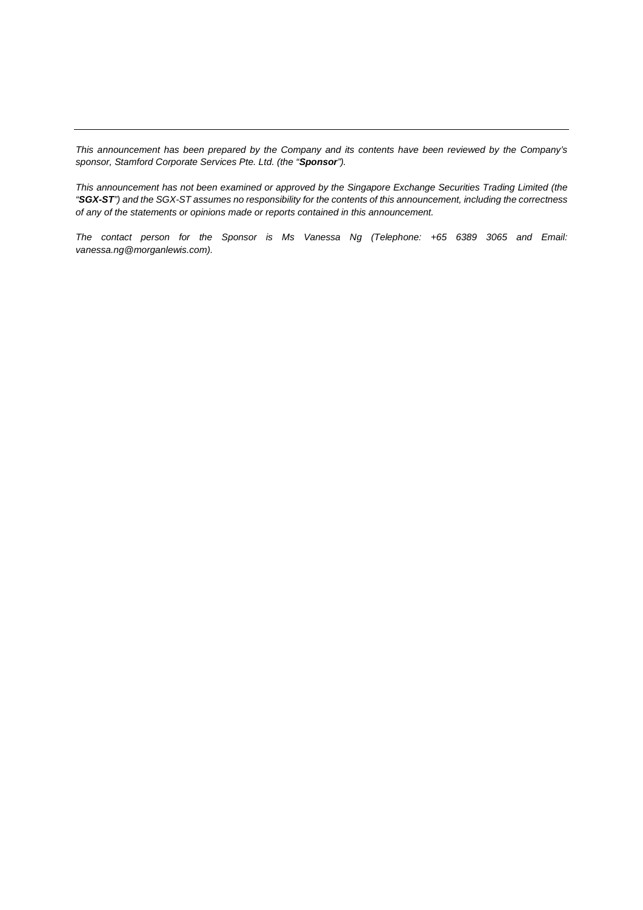---

*This announcement has been prepared by the Company and its contents have been reviewed by the Company's sponsor, Stamford Corporate Services Pte. Ltd. (the "**Sponsor**").*

*This announcement has not been examined or approved by the Singapore Exchange Securities Trading Limited (the "**SGX-ST**") and the SGX-ST assumes no responsibility for the contents of this announcement, including the correctness of any of the statements or opinions made or reports contained in this announcement.*

*The contact person for the Sponsor is Ms Vanessa Ng (Telephone: +65 6389 3065 and Email: vanessa.ng@morganlewis.com).*